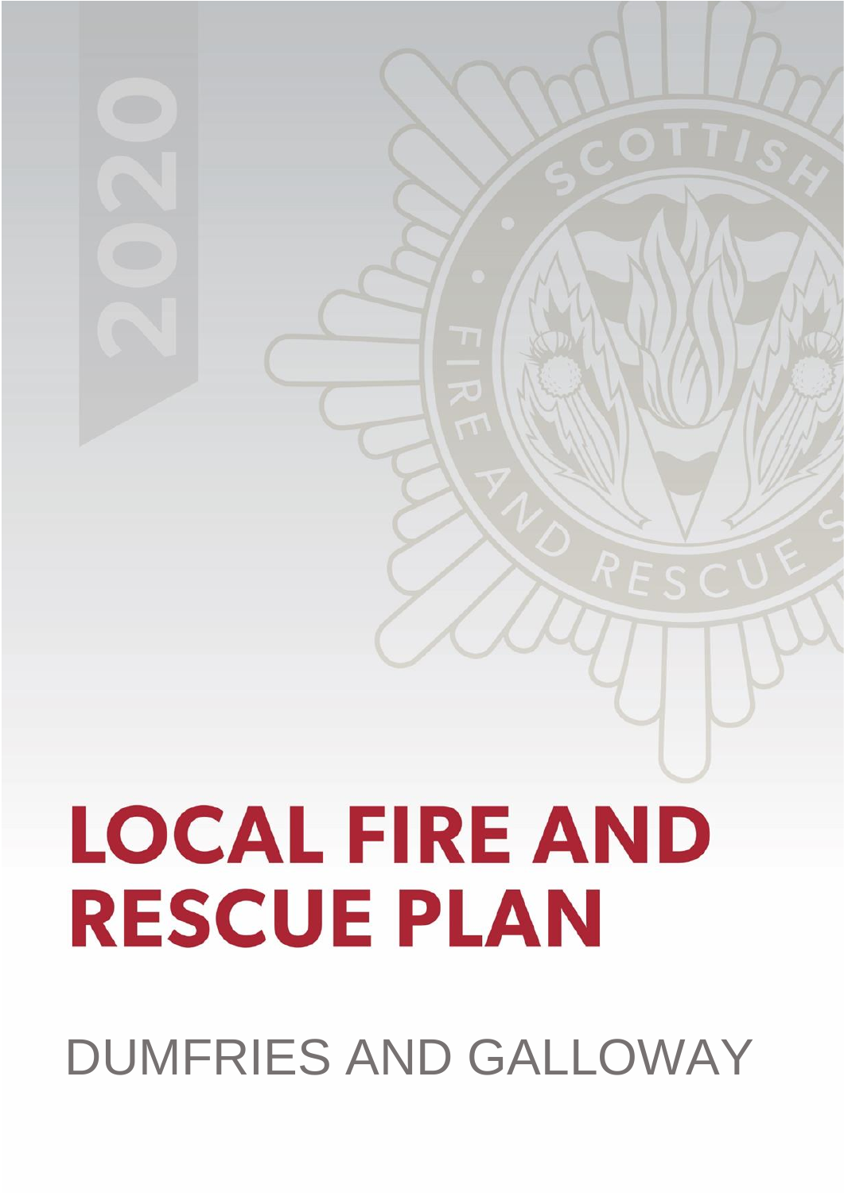2020

# LOCAL FIRE AND RESCUE PLAN

DUMFRIES AND GALLOWAY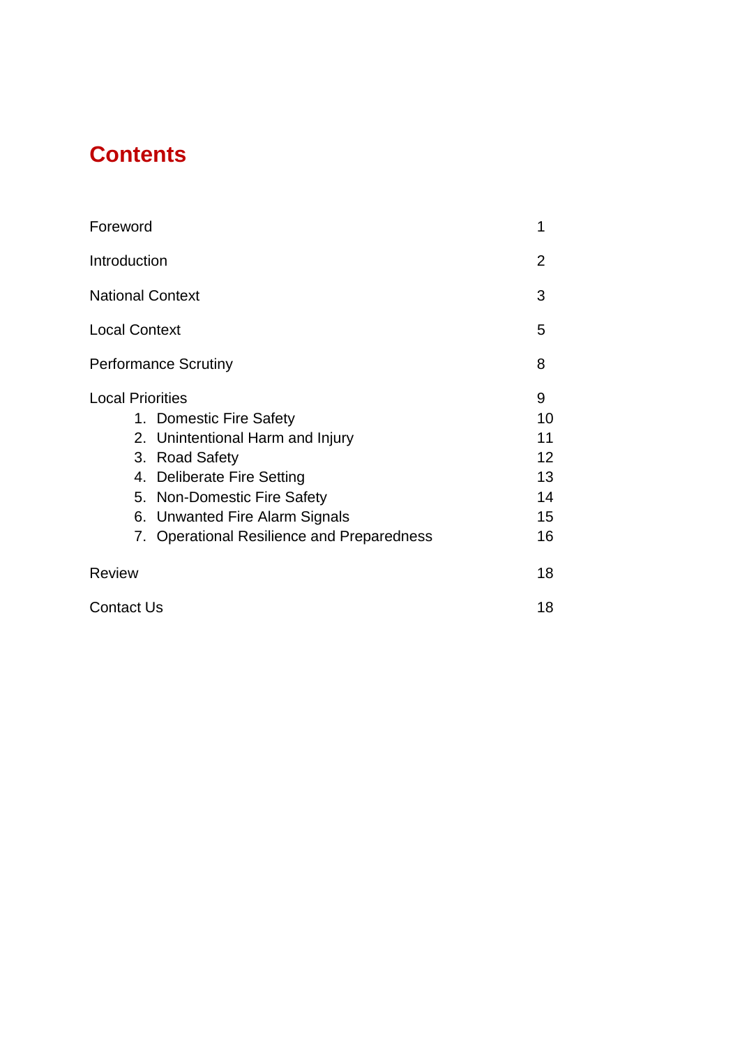# Contents

| | |
|---|---|
| Foreword | 1 |
| Introduction | 2 |
| National Context | 3 |
| Local Context | 5 |
| Performance Scrutiny | 8 |
| Local Priorities | 9 |
| 1. Domestic Fire Safety | 10 |
| 2. Unintentional Harm and Injury | 11 |
| 3. Road Safety | 12 |
| 4. Deliberate Fire Setting | 13 |
| 5. Non-Domestic Fire Safety | 14 |
| 6. Unwanted Fire Alarm Signals | 15 |
| 7. Operational Resilience and Preparedness | 16 |
| Review | 18 |
| Contact Us | 18 |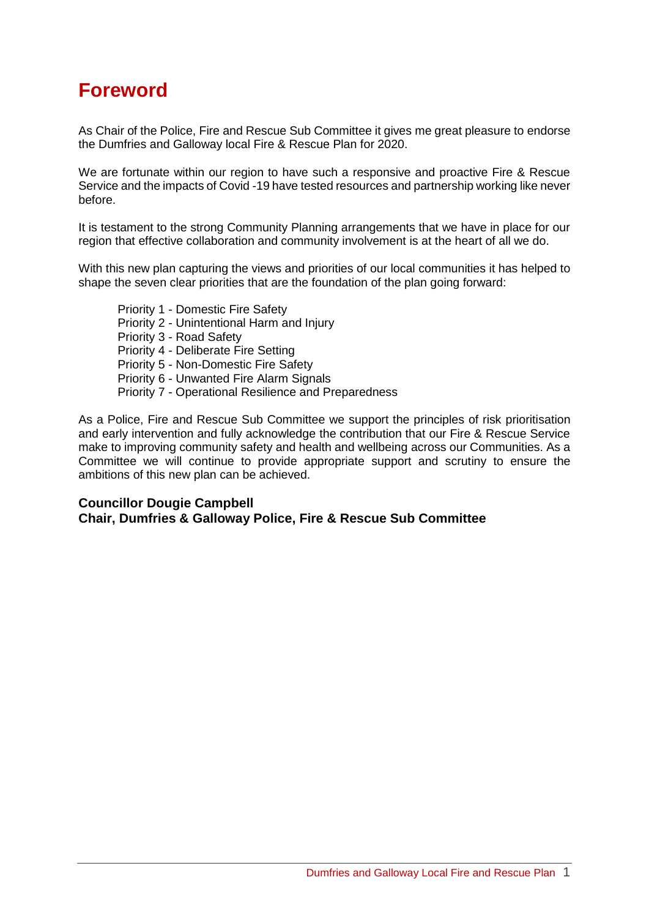# Foreword

As Chair of the Police, Fire and Rescue Sub Committee it gives me great pleasure to endorse the Dumfries and Galloway local Fire & Rescue Plan for 2020.

We are fortunate within our region to have such a responsive and proactive Fire & Rescue Service and the impacts of Covid -19 have tested resources and partnership working like never before.

It is testament to the strong Community Planning arrangements that we have in place for our region that effective collaboration and community involvement is at the heart of all we do.

With this new plan capturing the views and priorities of our local communities it has helped to shape the seven clear priorities that are the foundation of the plan going forward:

- Priority 1 - Domestic Fire Safety
- Priority 2 - Unintentional Harm and Injury
- Priority 3 - Road Safety
- Priority 4 - Deliberate Fire Setting
- Priority 5 - Non-Domestic Fire Safety
- Priority 6 - Unwanted Fire Alarm Signals
- Priority 7 - Operational Resilience and Preparedness

As a Police, Fire and Rescue Sub Committee we support the principles of risk prioritisation and early intervention and fully acknowledge the contribution that our Fire & Rescue Service make to improving community safety and health and wellbeing across our Communities. As a Committee we will continue to provide appropriate support and scrutiny to ensure the ambitions of this new plan can be achieved.

**Councillor Dougie Campbell**
**Chair, Dumfries & Galloway Police, Fire & Rescue Sub Committee**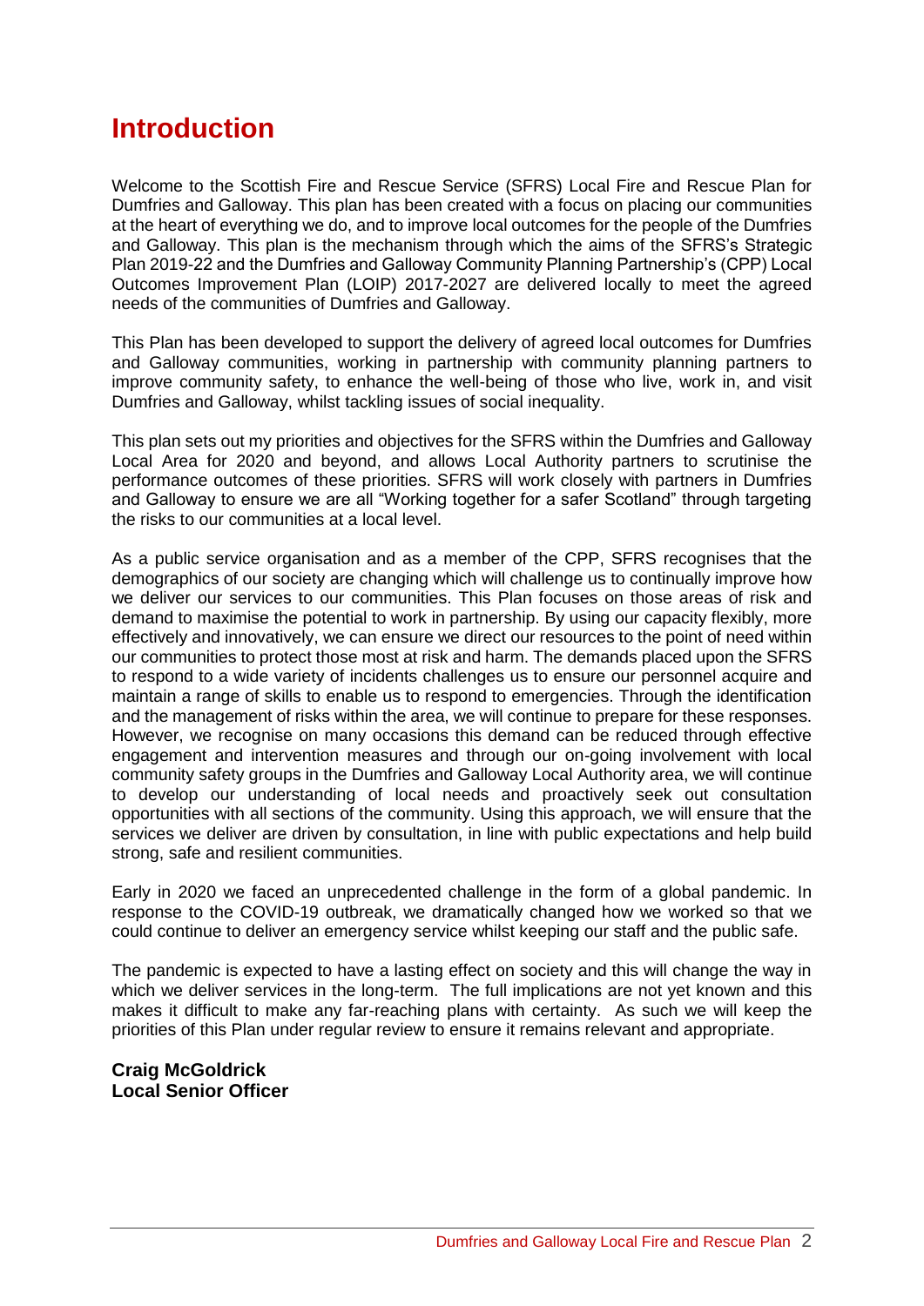# Introduction

Welcome to the Scottish Fire and Rescue Service (SFRS) Local Fire and Rescue Plan for Dumfries and Galloway. This plan has been created with a focus on placing our communities at the heart of everything we do, and to improve local outcomes for the people of the Dumfries and Galloway. This plan is the mechanism through which the aims of the SFRS's Strategic Plan 2019-22 and the Dumfries and Galloway Community Planning Partnership's (CPP) Local Outcomes Improvement Plan (LOIP) 2017-2027 are delivered locally to meet the agreed needs of the communities of Dumfries and Galloway.

This Plan has been developed to support the delivery of agreed local outcomes for Dumfries and Galloway communities, working in partnership with community planning partners to improve community safety, to enhance the well-being of those who live, work in, and visit Dumfries and Galloway, whilst tackling issues of social inequality.

This plan sets out my priorities and objectives for the SFRS within the Dumfries and Galloway Local Area for 2020 and beyond, and allows Local Authority partners to scrutinise the performance outcomes of these priorities. SFRS will work closely with partners in Dumfries and Galloway to ensure we are all "Working together for a safer Scotland" through targeting the risks to our communities at a local level.

As a public service organisation and as a member of the CPP, SFRS recognises that the demographics of our society are changing which will challenge us to continually improve how we deliver our services to our communities. This Plan focuses on those areas of risk and demand to maximise the potential to work in partnership. By using our capacity flexibly, more effectively and innovatively, we can ensure we direct our resources to the point of need within our communities to protect those most at risk and harm. The demands placed upon the SFRS to respond to a wide variety of incidents challenges us to ensure our personnel acquire and maintain a range of skills to enable us to respond to emergencies. Through the identification and the management of risks within the area, we will continue to prepare for these responses. However, we recognise on many occasions this demand can be reduced through effective engagement and intervention measures and through our on-going involvement with local community safety groups in the Dumfries and Galloway Local Authority area, we will continue to develop our understanding of local needs and proactively seek out consultation opportunities with all sections of the community. Using this approach, we will ensure that the services we deliver are driven by consultation, in line with public expectations and help build strong, safe and resilient communities.

Early in 2020 we faced an unprecedented challenge in the form of a global pandemic. In response to the COVID-19 outbreak, we dramatically changed how we worked so that we could continue to deliver an emergency service whilst keeping our staff and the public safe.

The pandemic is expected to have a lasting effect on society and this will change the way in which we deliver services in the long-term. The full implications are not yet known and this makes it difficult to make any far-reaching plans with certainty. As such we will keep the priorities of this Plan under regular review to ensure it remains relevant and appropriate.

**Craig McGoldrick**
**Local Senior Officer**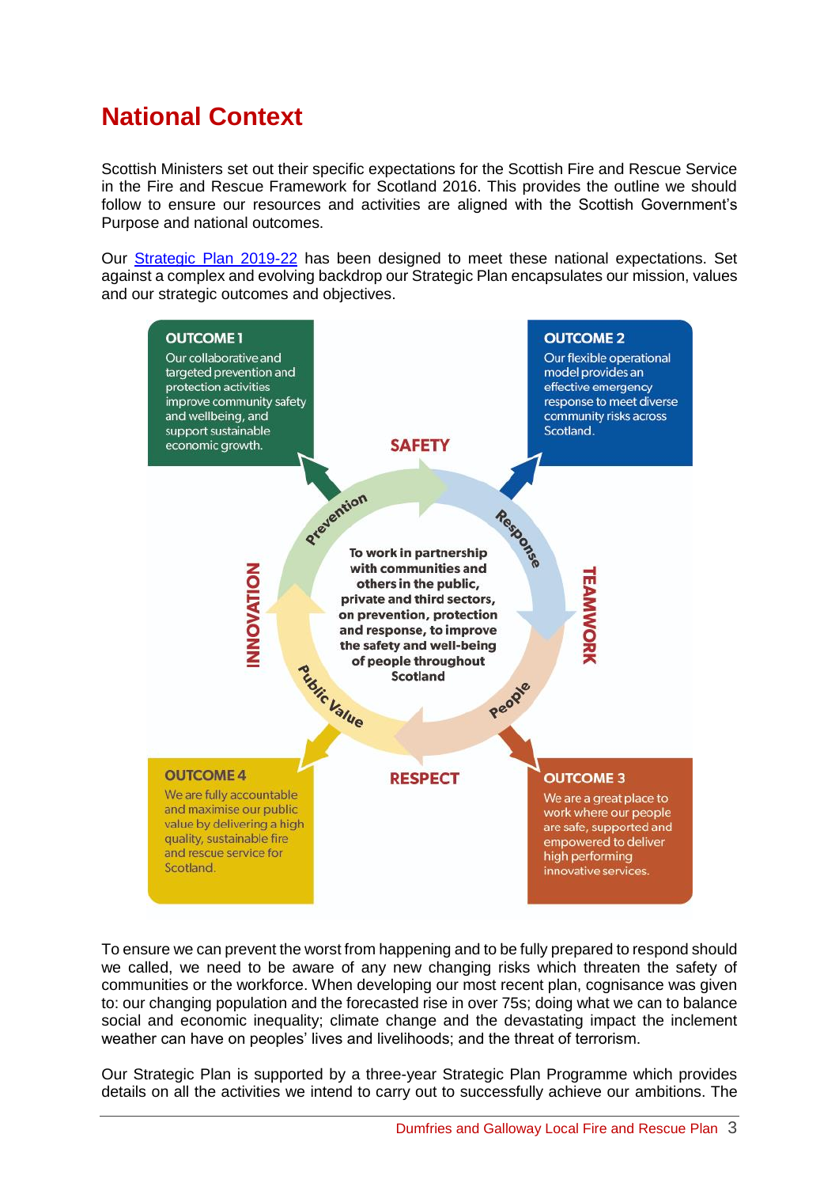# National Context

Scottish Ministers set out their specific expectations for the Scottish Fire and Rescue Service in the Fire and Rescue Framework for Scotland 2016. This provides the outline we should follow to ensure our resources and activities are aligned with the Scottish Government's Purpose and national outcomes.

Our [Strategic Plan 2019-22]() has been designed to meet these national expectations. Set against a complex and evolving backdrop our Strategic Plan encapsulates our mission, values and our strategic outcomes and objectives.

**OUTCOME 1**
Our collaborative and targeted prevention and protection activities improve community safety and wellbeing, and support sustainable economic growth.

**OUTCOME 2**
Our flexible operational model provides an effective emergency response to meet diverse community risks across Scotland.

**SAFETY**

**INNOVATION**

**TEAMWORK**

Prevention

Response

**To work in partnership with communities and others in the public, private and third sectors, on prevention, protection and response, to improve the safety and well-being of people throughout Scotland**

Public Value

People

**RESPECT**

**OUTCOME 4**
We are fully accountable and maximise our public value by delivering a high quality, sustainable fire and rescue service for Scotland.

**OUTCOME 3**
We are a great place to work where our people are safe, supported and empowered to deliver high performing innovative services.

To ensure we can prevent the worst from happening and to be fully prepared to respond should we called, we need to be aware of any new changing risks which threaten the safety of communities or the workforce. When developing our most recent plan, cognisance was given to: our changing population and the forecasted rise in over 75s; doing what we can to balance social and economic inequality; climate change and the devastating impact the inclement weather can have on peoples' lives and livelihoods; and the threat of terrorism.

Our Strategic Plan is supported by a three-year Strategic Plan Programme which provides details on all the activities we intend to carry out to successfully achieve our ambitions. The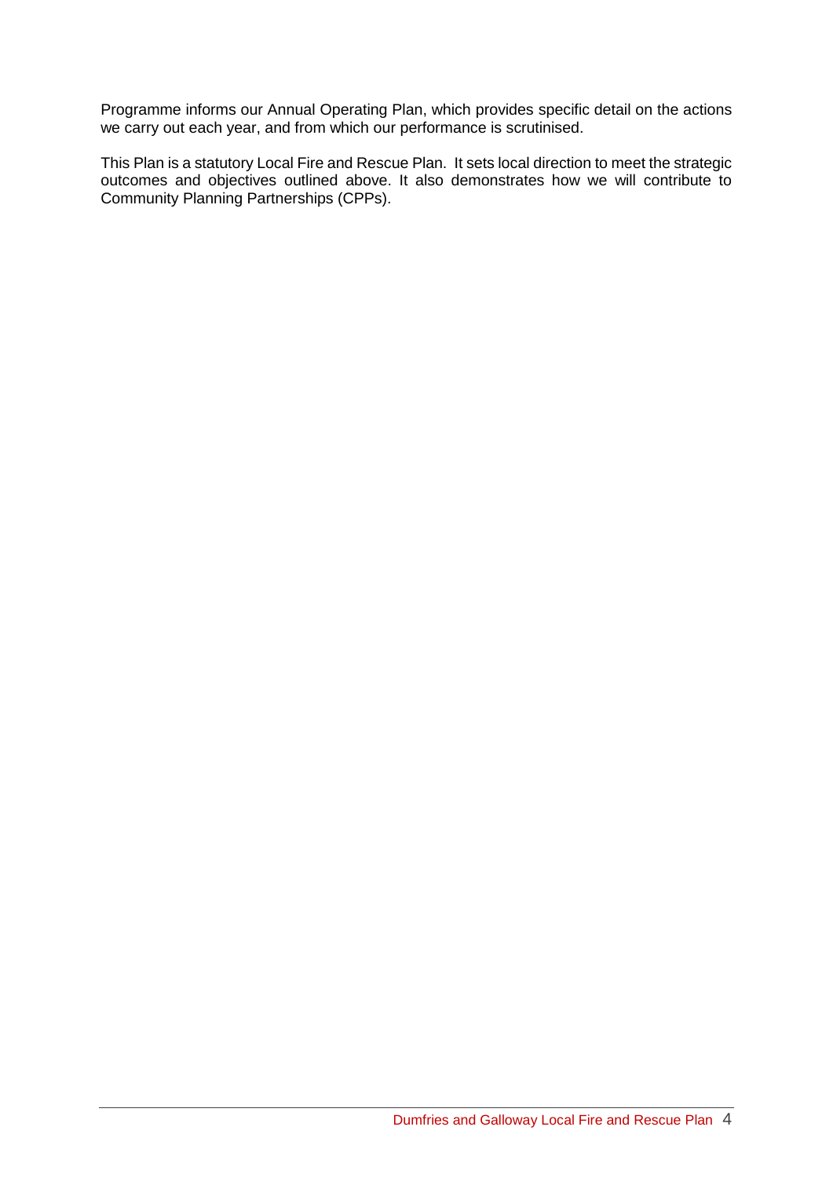Programme informs our Annual Operating Plan, which provides specific detail on the actions we carry out each year, and from which our performance is scrutinised.

This Plan is a statutory Local Fire and Rescue Plan. It sets local direction to meet the strategic outcomes and objectives outlined above. It also demonstrates how we will contribute to Community Planning Partnerships (CPPs).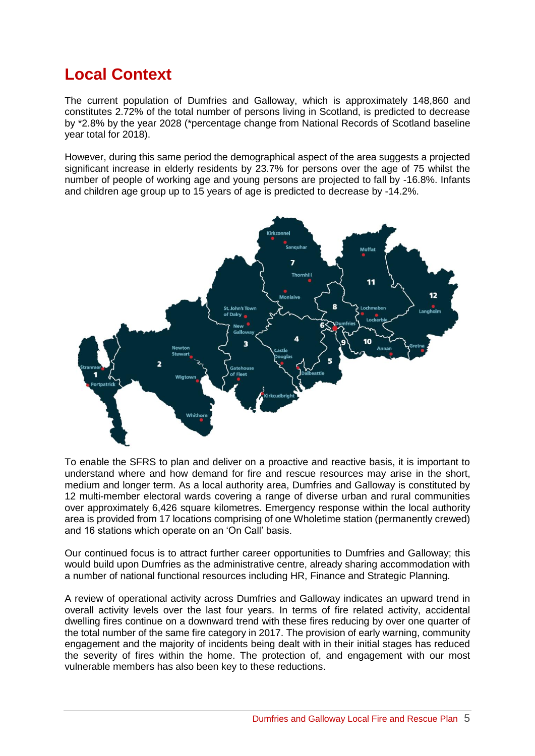# Local Context

The current population of Dumfries and Galloway, which is approximately 148,860 and constitutes 2.72% of the total number of persons living in Scotland, is predicted to decrease by *2.8% by the year 2028 (*percentage change from National Records of Scotland baseline year total for 2018).

However, during this same period the demographical aspect of the area suggests a projected significant increase in elderly residents by 23.7% for persons over the age of 75 whilst the number of people of working age and young persons are projected to fall by -16.8%. Infants and children age group up to 15 years of age is predicted to decrease by -14.2%.

To enable the SFRS to plan and deliver on a proactive and reactive basis, it is important to understand where and how demand for fire and rescue resources may arise in the short, medium and longer term. As a local authority area, Dumfries and Galloway is constituted by 12 multi-member electoral wards covering a range of diverse urban and rural communities over approximately 6,426 square kilometres. Emergency response within the local authority area is provided from 17 locations comprising of one Wholetime station (permanently crewed) and 16 stations which operate on an 'On Call' basis.

Our continued focus is to attract further career opportunities to Dumfries and Galloway; this would build upon Dumfries as the administrative centre, already sharing accommodation with a number of national functional resources including HR, Finance and Strategic Planning.

A review of operational activity across Dumfries and Galloway indicates an upward trend in overall activity levels over the last four years. In terms of fire related activity, accidental dwelling fires continue on a downward trend with these fires reducing by over one quarter of the total number of the same fire category in 2017. The provision of early warning, community engagement and the majority of incidents being dealt with in their initial stages has reduced the severity of fires within the home. The protection of, and engagement with our most vulnerable members has also been key to these reductions.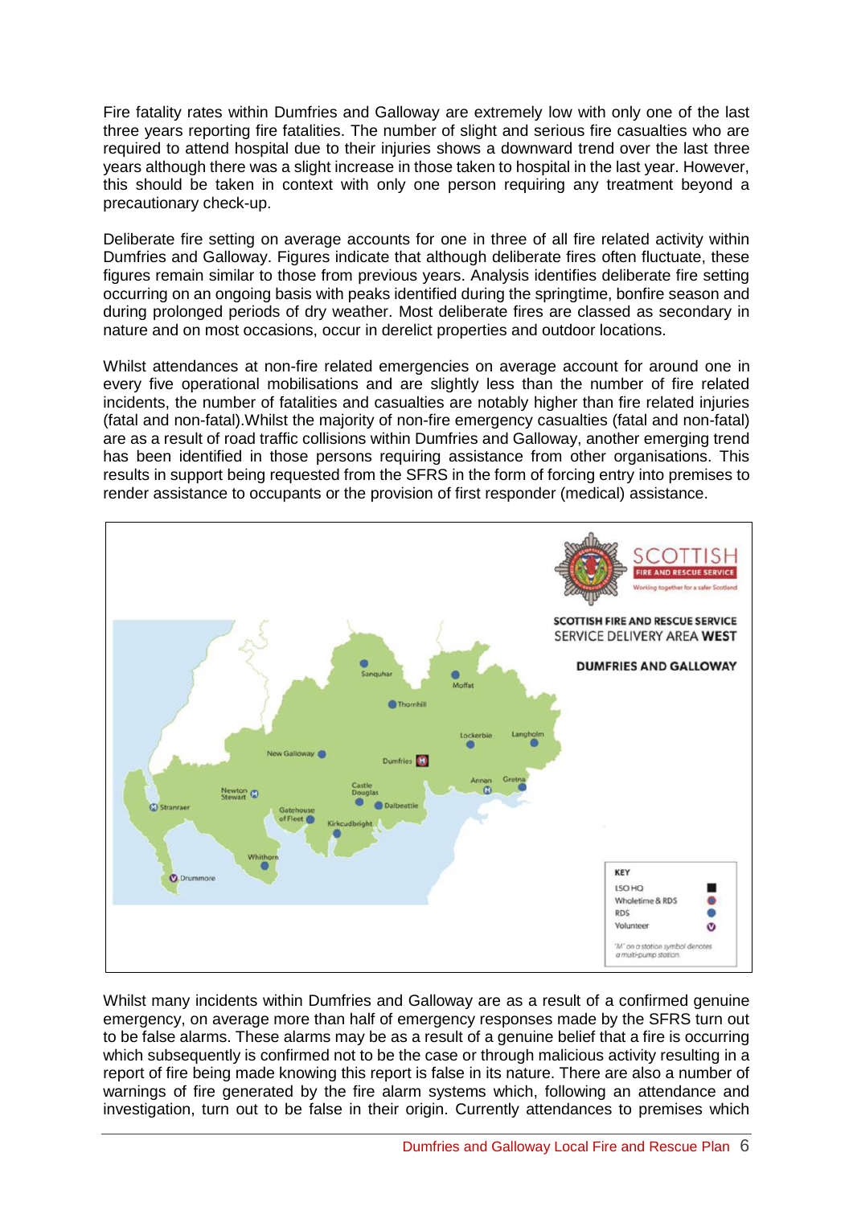Fire fatality rates within Dumfries and Galloway are extremely low with only one of the last three years reporting fire fatalities. The number of slight and serious fire casualties who are required to attend hospital due to their injuries shows a downward trend over the last three years although there was a slight increase in those taken to hospital in the last year. However, this should be taken in context with only one person requiring any treatment beyond a precautionary check-up.

Deliberate fire setting on average accounts for one in three of all fire related activity within Dumfries and Galloway. Figures indicate that although deliberate fires often fluctuate, these figures remain similar to those from previous years. Analysis identifies deliberate fire setting occurring on an ongoing basis with peaks identified during the springtime, bonfire season and during prolonged periods of dry weather. Most deliberate fires are classed as secondary in nature and on most occasions, occur in derelict properties and outdoor locations.

Whilst attendances at non-fire related emergencies on average account for around one in every five operational mobilisations and are slightly less than the number of fire related incidents, the number of fatalities and casualties are notably higher than fire related injuries (fatal and non-fatal).Whilst the majority of non-fire emergency casualties (fatal and non-fatal) are as a result of road traffic collisions within Dumfries and Galloway, another emerging trend has been identified in those persons requiring assistance from other organisations. This results in support being requested from the SFRS in the form of forcing entry into premises to render assistance to occupants or the provision of first responder (medical) assistance.

SCOTTISH FIRE AND RESCUE SERVICE
Working together for a safer Scotland

SCOTTISH FIRE AND RESCUE SERVICE
SERVICE DELIVERY AREA **WEST**

**DUMFRIES AND GALLOWAY**

Sanquhar, Moffat, Thornhill, Lockerbie, Langholm, New Galloway, Dumfries, Annan, Gretna, Castle Douglas, Dalbeattie, Newton Stewart, Stranraer, Gatehouse of Fleet, Kirkcudbright, Whithorn, Drummore

KEY
- LSO HQ
- Wholetime & RDS
- RDS
- Volunteer

'M' on a station symbol denotes a multi-pump station.

Whilst many incidents within Dumfries and Galloway are as a result of a confirmed genuine emergency, on average more than half of emergency responses made by the SFRS turn out to be false alarms. These alarms may be as a result of a genuine belief that a fire is occurring which subsequently is confirmed not to be the case or through malicious activity resulting in a report of fire being made knowing this report is false in its nature. There are also a number of warnings of fire generated by the fire alarm systems which, following an attendance and investigation, turn out to be false in their origin. Currently attendances to premises which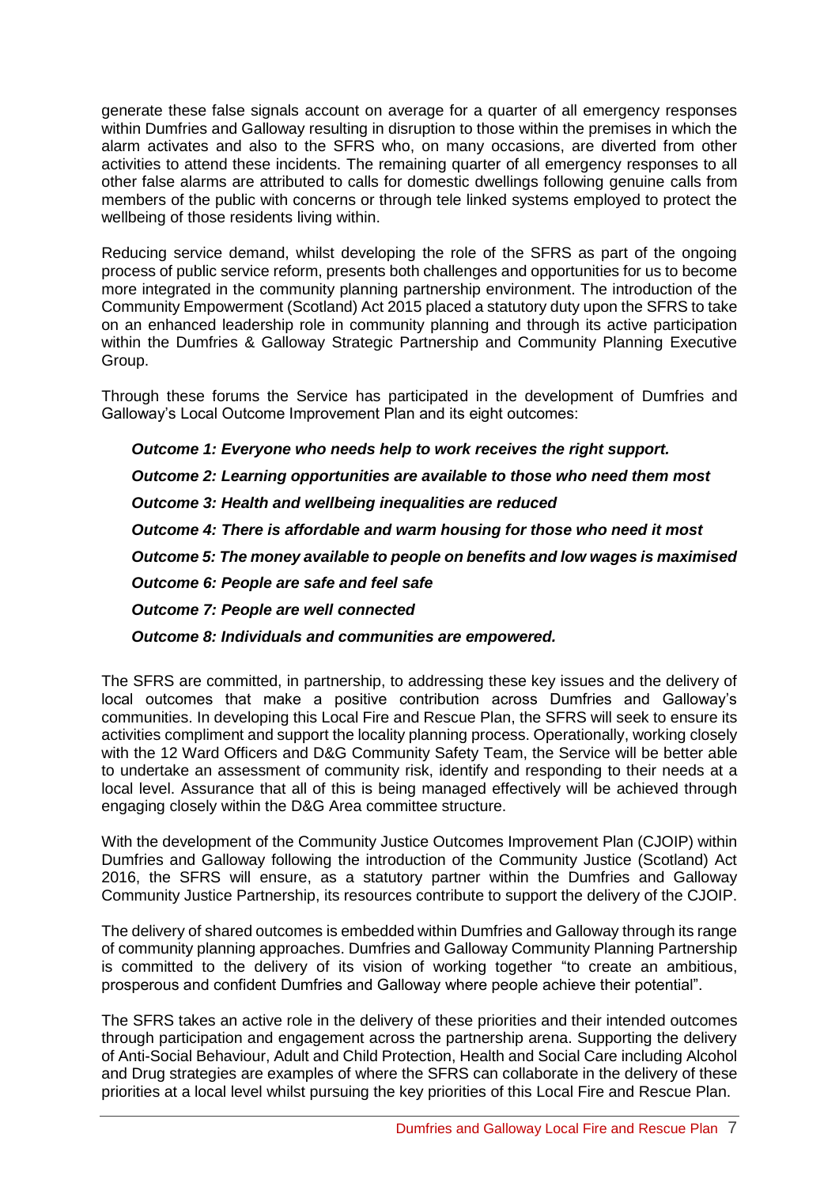generate these false signals account on average for a quarter of all emergency responses within Dumfries and Galloway resulting in disruption to those within the premises in which the alarm activates and also to the SFRS who, on many occasions, are diverted from other activities to attend these incidents. The remaining quarter of all emergency responses to all other false alarms are attributed to calls for domestic dwellings following genuine calls from members of the public with concerns or through tele linked systems employed to protect the wellbeing of those residents living within.

Reducing service demand, whilst developing the role of the SFRS as part of the ongoing process of public service reform, presents both challenges and opportunities for us to become more integrated in the community planning partnership environment. The introduction of the Community Empowerment (Scotland) Act 2015 placed a statutory duty upon the SFRS to take on an enhanced leadership role in community planning and through its active participation within the Dumfries & Galloway Strategic Partnership and Community Planning Executive Group.

Through these forums the Service has participated in the development of Dumfries and Galloway's Local Outcome Improvement Plan and its eight outcomes:

***Outcome 1: Everyone who needs help to work receives the right support.***

***Outcome 2: Learning opportunities are available to those who need them most***

***Outcome 3: Health and wellbeing inequalities are reduced***

***Outcome 4: There is affordable and warm housing for those who need it most***

***Outcome 5: The money available to people on benefits and low wages is maximised***

***Outcome 6: People are safe and feel safe***

***Outcome 7: People are well connected***

***Outcome 8: Individuals and communities are empowered.***

The SFRS are committed, in partnership, to addressing these key issues and the delivery of local outcomes that make a positive contribution across Dumfries and Galloway's communities. In developing this Local Fire and Rescue Plan, the SFRS will seek to ensure its activities compliment and support the locality planning process. Operationally, working closely with the 12 Ward Officers and D&G Community Safety Team, the Service will be better able to undertake an assessment of community risk, identify and responding to their needs at a local level. Assurance that all of this is being managed effectively will be achieved through engaging closely within the D&G Area committee structure.

With the development of the Community Justice Outcomes Improvement Plan (CJOIP) within Dumfries and Galloway following the introduction of the Community Justice (Scotland) Act 2016, the SFRS will ensure, as a statutory partner within the Dumfries and Galloway Community Justice Partnership, its resources contribute to support the delivery of the CJOIP.

The delivery of shared outcomes is embedded within Dumfries and Galloway through its range of community planning approaches. Dumfries and Galloway Community Planning Partnership is committed to the delivery of its vision of working together "to create an ambitious, prosperous and confident Dumfries and Galloway where people achieve their potential".

The SFRS takes an active role in the delivery of these priorities and their intended outcomes through participation and engagement across the partnership arena. Supporting the delivery of Anti-Social Behaviour, Adult and Child Protection, Health and Social Care including Alcohol and Drug strategies are examples of where the SFRS can collaborate in the delivery of these priorities at a local level whilst pursuing the key priorities of this Local Fire and Rescue Plan.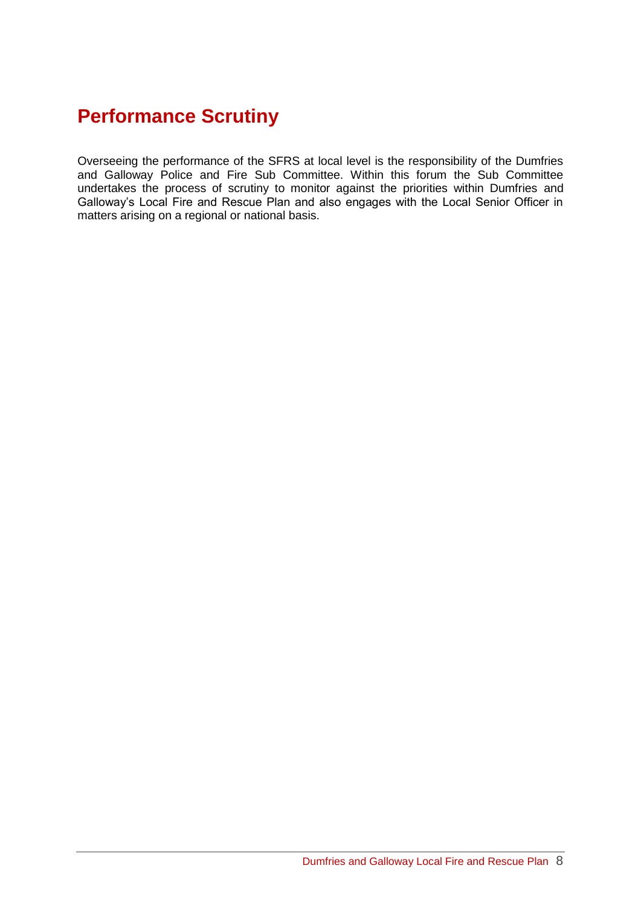# Performance Scrutiny

Overseeing the performance of the SFRS at local level is the responsibility of the Dumfries and Galloway Police and Fire Sub Committee. Within this forum the Sub Committee undertakes the process of scrutiny to monitor against the priorities within Dumfries and Galloway's Local Fire and Rescue Plan and also engages with the Local Senior Officer in matters arising on a regional or national basis.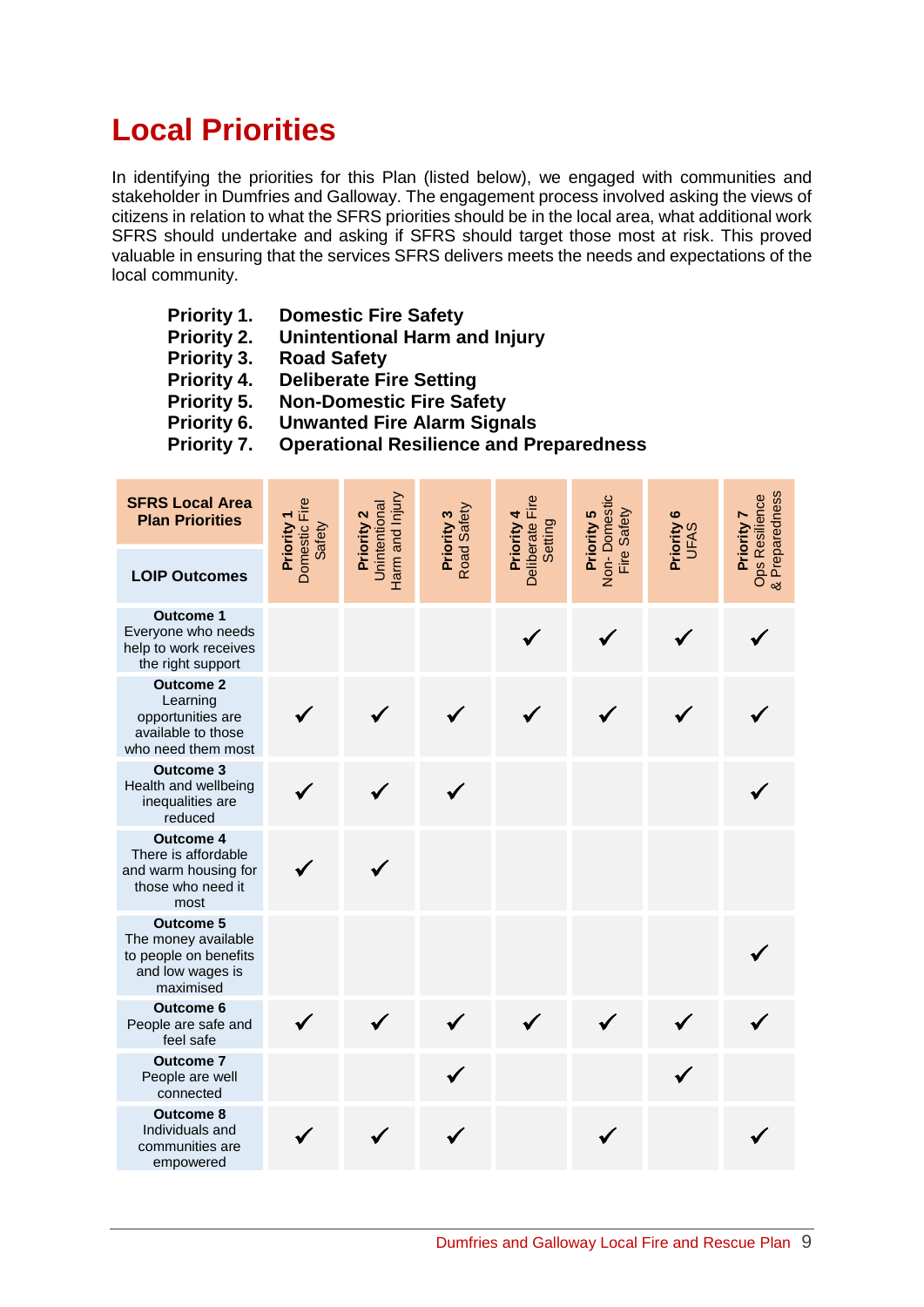# Local Priorities

In identifying the priorities for this Plan (listed below), we engaged with communities and stakeholder in Dumfries and Galloway. The engagement process involved asking the views of citizens in relation to what the SFRS priorities should be in the local area, what additional work SFRS should undertake and asking if SFRS should target those most at risk. This proved valuable in ensuring that the services SFRS delivers meets the needs and expectations of the local community.

**Priority 1. Domestic Fire Safety**
**Priority 2. Unintentional Harm and Injury**
**Priority 3. Road Safety**
**Priority 4. Deliberate Fire Setting**
**Priority 5. Non-Domestic Fire Safety**
**Priority 6. Unwanted Fire Alarm Signals**
**Priority 7. Operational Resilience and Preparedness**

| **SFRS Local Area Plan Priorities** / **LOIP Outcomes** | **Priority 1** Domestic Fire Safety | **Priority 2** Unintentional Harm and Injury | **Priority 3** Road Safety | **Priority 4** Deliberate Fire Setting | **Priority 5** Non- Domestic Fire Safety | **Priority 6** UFAS | **Priority 7** Ops Resilience & Preparedness |
|---|---|---|---|---|---|---|---|
| **Outcome 1** Everyone who needs help to work receives the right support | | | | ✓ | ✓ | ✓ | ✓ |
| **Outcome 2** Learning opportunities are available to those who need them most | ✓ | ✓ | ✓ | ✓ | ✓ | ✓ | ✓ |
| **Outcome 3** Health and wellbeing inequalities are reduced | ✓ | ✓ | ✓ | | | | ✓ |
| **Outcome 4** There is affordable and warm housing for those who need it most | ✓ | ✓ | | | | | |
| **Outcome 5** The money available to people on benefits and low wages is maximised | | | | | | | ✓ |
| **Outcome 6** People are safe and feel safe | ✓ | ✓ | ✓ | ✓ | ✓ | ✓ | ✓ |
| **Outcome 7** People are well connected | | | ✓ | | | ✓ | |
| **Outcome 8** Individuals and communities are empowered | ✓ | ✓ | ✓ | | ✓ | | ✓ |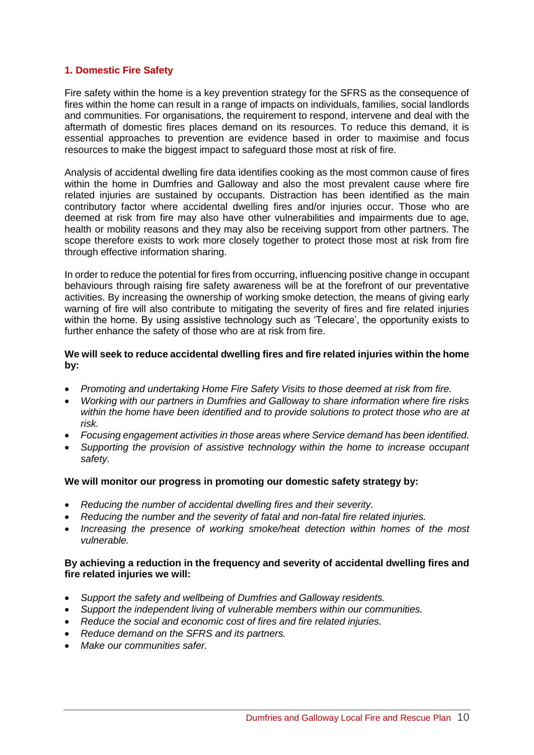## 1. Domestic Fire Safety

Fire safety within the home is a key prevention strategy for the SFRS as the consequence of fires within the home can result in a range of impacts on individuals, families, social landlords and communities. For organisations, the requirement to respond, intervene and deal with the aftermath of domestic fires places demand on its resources. To reduce this demand, it is essential approaches to prevention are evidence based in order to maximise and focus resources to make the biggest impact to safeguard those most at risk of fire.

Analysis of accidental dwelling fire data identifies cooking as the most common cause of fires within the home in Dumfries and Galloway and also the most prevalent cause where fire related injuries are sustained by occupants. Distraction has been identified as the main contributory factor where accidental dwelling fires and/or injuries occur. Those who are deemed at risk from fire may also have other vulnerabilities and impairments due to age, health or mobility reasons and they may also be receiving support from other partners. The scope therefore exists to work more closely together to protect those most at risk from fire through effective information sharing.

In order to reduce the potential for fires from occurring, influencing positive change in occupant behaviours through raising fire safety awareness will be at the forefront of our preventative activities. By increasing the ownership of working smoke detection, the means of giving early warning of fire will also contribute to mitigating the severity of fires and fire related injuries within the home. By using assistive technology such as 'Telecare', the opportunity exists to further enhance the safety of those who are at risk from fire.

**We will seek to reduce accidental dwelling fires and fire related injuries within the home by:**

- *Promoting and undertaking Home Fire Safety Visits to those deemed at risk from fire.*
- *Working with our partners in Dumfries and Galloway to share information where fire risks within the home have been identified and to provide solutions to protect those who are at risk.*
- *Focusing engagement activities in those areas where Service demand has been identified.*
- *Supporting the provision of assistive technology within the home to increase occupant safety.*

**We will monitor our progress in promoting our domestic safety strategy by:**

- *Reducing the number of accidental dwelling fires and their severity.*
- *Reducing the number and the severity of fatal and non-fatal fire related injuries.*
- *Increasing the presence of working smoke/heat detection within homes of the most vulnerable.*

**By achieving a reduction in the frequency and severity of accidental dwelling fires and fire related injuries we will:**

- *Support the safety and wellbeing of Dumfries and Galloway residents.*
- *Support the independent living of vulnerable members within our communities.*
- *Reduce the social and economic cost of fires and fire related injuries.*
- *Reduce demand on the SFRS and its partners.*
- *Make our communities safer.*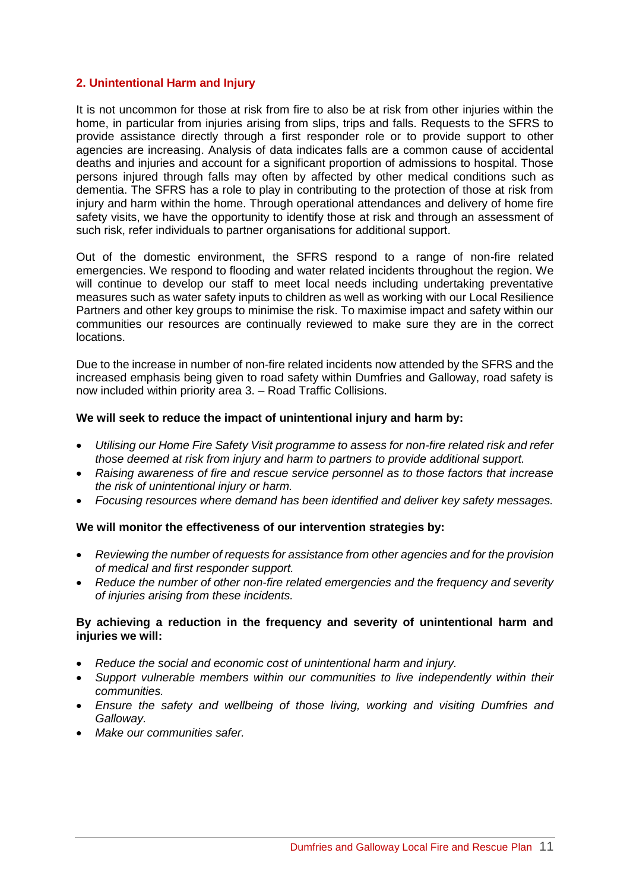## 2. Unintentional Harm and Injury

It is not uncommon for those at risk from fire to also be at risk from other injuries within the home, in particular from injuries arising from slips, trips and falls. Requests to the SFRS to provide assistance directly through a first responder role or to provide support to other agencies are increasing. Analysis of data indicates falls are a common cause of accidental deaths and injuries and account for a significant proportion of admissions to hospital. Those persons injured through falls may often by affected by other medical conditions such as dementia. The SFRS has a role to play in contributing to the protection of those at risk from injury and harm within the home. Through operational attendances and delivery of home fire safety visits, we have the opportunity to identify those at risk and through an assessment of such risk, refer individuals to partner organisations for additional support.

Out of the domestic environment, the SFRS respond to a range of non-fire related emergencies. We respond to flooding and water related incidents throughout the region. We will continue to develop our staff to meet local needs including undertaking preventative measures such as water safety inputs to children as well as working with our Local Resilience Partners and other key groups to minimise the risk. To maximise impact and safety within our communities our resources are continually reviewed to make sure they are in the correct locations.

Due to the increase in number of non-fire related incidents now attended by the SFRS and the increased emphasis being given to road safety within Dumfries and Galloway, road safety is now included within priority area 3. – Road Traffic Collisions.

**We will seek to reduce the impact of unintentional injury and harm by:**

- *Utilising our Home Fire Safety Visit programme to assess for non-fire related risk and refer those deemed at risk from injury and harm to partners to provide additional support.*
- *Raising awareness of fire and rescue service personnel as to those factors that increase the risk of unintentional injury or harm.*
- *Focusing resources where demand has been identified and deliver key safety messages.*

**We will monitor the effectiveness of our intervention strategies by:**

- *Reviewing the number of requests for assistance from other agencies and for the provision of medical and first responder support.*
- *Reduce the number of other non-fire related emergencies and the frequency and severity of injuries arising from these incidents.*

**By achieving a reduction in the frequency and severity of unintentional harm and injuries we will:**

- *Reduce the social and economic cost of unintentional harm and injury.*
- *Support vulnerable members within our communities to live independently within their communities.*
- *Ensure the safety and wellbeing of those living, working and visiting Dumfries and Galloway.*
- *Make our communities safer.*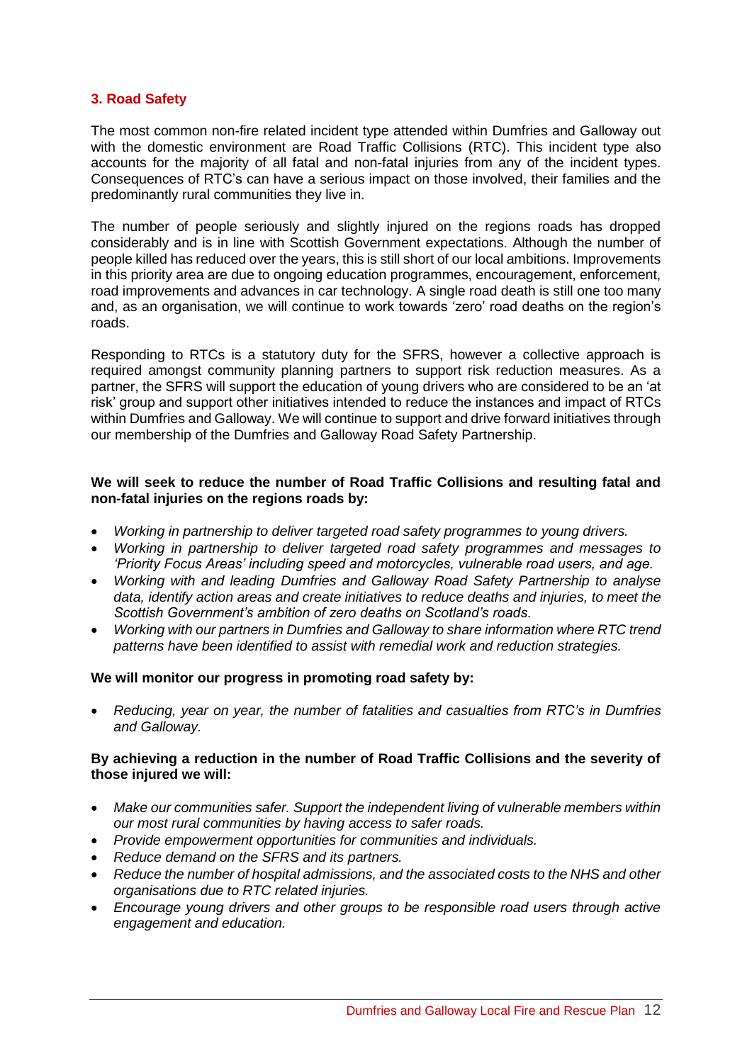## 3. Road Safety

The most common non-fire related incident type attended within Dumfries and Galloway out with the domestic environment are Road Traffic Collisions (RTC). This incident type also accounts for the majority of all fatal and non-fatal injuries from any of the incident types. Consequences of RTC's can have a serious impact on those involved, their families and the predominantly rural communities they live in.

The number of people seriously and slightly injured on the regions roads has dropped considerably and is in line with Scottish Government expectations. Although the number of people killed has reduced over the years, this is still short of our local ambitions. Improvements in this priority area are due to ongoing education programmes, encouragement, enforcement, road improvements and advances in car technology. A single road death is still one too many and, as an organisation, we will continue to work towards 'zero' road deaths on the region's roads.

Responding to RTCs is a statutory duty for the SFRS, however a collective approach is required amongst community planning partners to support risk reduction measures. As a partner, the SFRS will support the education of young drivers who are considered to be an 'at risk' group and support other initiatives intended to reduce the instances and impact of RTCs within Dumfries and Galloway. We will continue to support and drive forward initiatives through our membership of the Dumfries and Galloway Road Safety Partnership.

**We will seek to reduce the number of Road Traffic Collisions and resulting fatal and non-fatal injuries on the regions roads by:**

- *Working in partnership to deliver targeted road safety programmes to young drivers.*
- *Working in partnership to deliver targeted road safety programmes and messages to 'Priority Focus Areas' including speed and motorcycles, vulnerable road users, and age.*
- *Working with and leading Dumfries and Galloway Road Safety Partnership to analyse data, identify action areas and create initiatives to reduce deaths and injuries, to meet the Scottish Government's ambition of zero deaths on Scotland's roads.*
- *Working with our partners in Dumfries and Galloway to share information where RTC trend patterns have been identified to assist with remedial work and reduction strategies.*

**We will monitor our progress in promoting road safety by:**

- *Reducing, year on year, the number of fatalities and casualties from RTC's in Dumfries and Galloway.*

**By achieving a reduction in the number of Road Traffic Collisions and the severity of those injured we will:**

- *Make our communities safer. Support the independent living of vulnerable members within our most rural communities by having access to safer roads.*
- *Provide empowerment opportunities for communities and individuals.*
- *Reduce demand on the SFRS and its partners.*
- *Reduce the number of hospital admissions, and the associated costs to the NHS and other organisations due to RTC related injuries.*
- *Encourage young drivers and other groups to be responsible road users through active engagement and education.*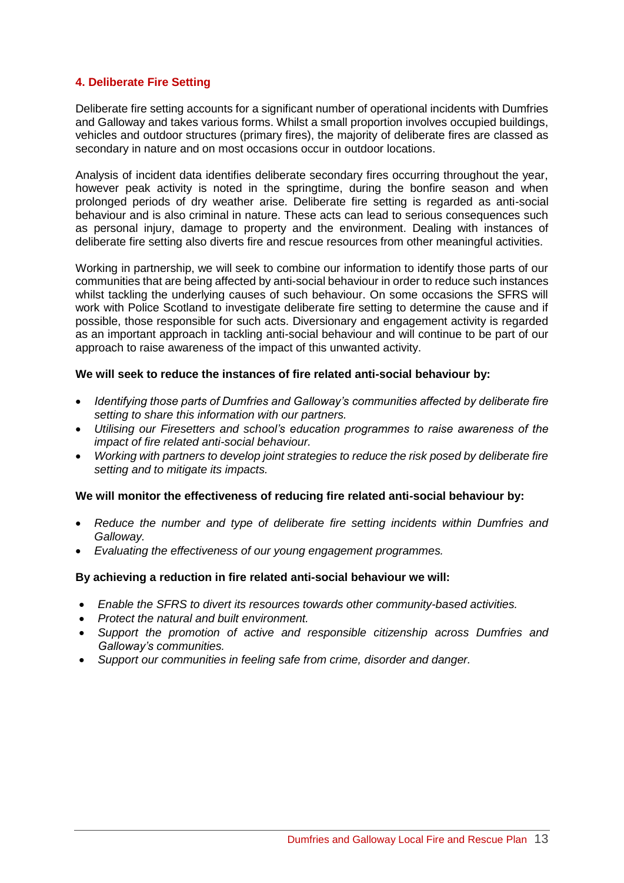## 4. Deliberate Fire Setting

Deliberate fire setting accounts for a significant number of operational incidents with Dumfries and Galloway and takes various forms. Whilst a small proportion involves occupied buildings, vehicles and outdoor structures (primary fires), the majority of deliberate fires are classed as secondary in nature and on most occasions occur in outdoor locations.

Analysis of incident data identifies deliberate secondary fires occurring throughout the year, however peak activity is noted in the springtime, during the bonfire season and when prolonged periods of dry weather arise. Deliberate fire setting is regarded as anti-social behaviour and is also criminal in nature. These acts can lead to serious consequences such as personal injury, damage to property and the environment. Dealing with instances of deliberate fire setting also diverts fire and rescue resources from other meaningful activities.

Working in partnership, we will seek to combine our information to identify those parts of our communities that are being affected by anti-social behaviour in order to reduce such instances whilst tackling the underlying causes of such behaviour. On some occasions the SFRS will work with Police Scotland to investigate deliberate fire setting to determine the cause and if possible, those responsible for such acts. Diversionary and engagement activity is regarded as an important approach in tackling anti-social behaviour and will continue to be part of our approach to raise awareness of the impact of this unwanted activity.

**We will seek to reduce the instances of fire related anti-social behaviour by:**

- *Identifying those parts of Dumfries and Galloway's communities affected by deliberate fire setting to share this information with our partners.*
- *Utilising our Firesetters and school's education programmes to raise awareness of the impact of fire related anti-social behaviour.*
- *Working with partners to develop joint strategies to reduce the risk posed by deliberate fire setting and to mitigate its impacts.*

**We will monitor the effectiveness of reducing fire related anti-social behaviour by:**

- *Reduce the number and type of deliberate fire setting incidents within Dumfries and Galloway.*
- *Evaluating the effectiveness of our young engagement programmes.*

**By achieving a reduction in fire related anti-social behaviour we will:**

- *Enable the SFRS to divert its resources towards other community-based activities.*
- *Protect the natural and built environment.*
- *Support the promotion of active and responsible citizenship across Dumfries and Galloway's communities.*
- *Support our communities in feeling safe from crime, disorder and danger.*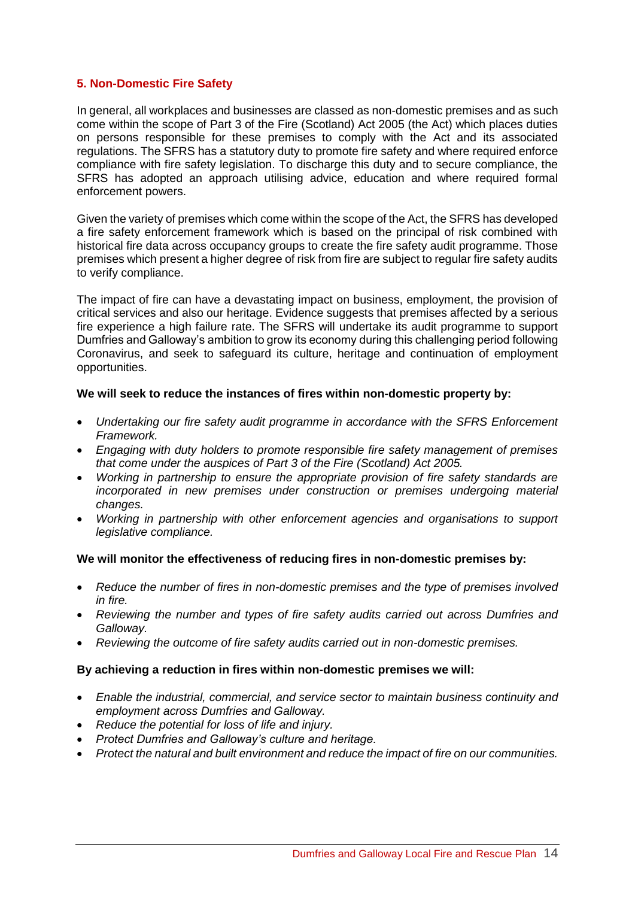## 5. Non-Domestic Fire Safety

In general, all workplaces and businesses are classed as non-domestic premises and as such come within the scope of Part 3 of the Fire (Scotland) Act 2005 (the Act) which places duties on persons responsible for these premises to comply with the Act and its associated regulations. The SFRS has a statutory duty to promote fire safety and where required enforce compliance with fire safety legislation. To discharge this duty and to secure compliance, the SFRS has adopted an approach utilising advice, education and where required formal enforcement powers.

Given the variety of premises which come within the scope of the Act, the SFRS has developed a fire safety enforcement framework which is based on the principal of risk combined with historical fire data across occupancy groups to create the fire safety audit programme. Those premises which present a higher degree of risk from fire are subject to regular fire safety audits to verify compliance.

The impact of fire can have a devastating impact on business, employment, the provision of critical services and also our heritage. Evidence suggests that premises affected by a serious fire experience a high failure rate. The SFRS will undertake its audit programme to support Dumfries and Galloway's ambition to grow its economy during this challenging period following Coronavirus, and seek to safeguard its culture, heritage and continuation of employment opportunities.

**We will seek to reduce the instances of fires within non-domestic property by:**

- *Undertaking our fire safety audit programme in accordance with the SFRS Enforcement Framework.*
- *Engaging with duty holders to promote responsible fire safety management of premises that come under the auspices of Part 3 of the Fire (Scotland) Act 2005.*
- *Working in partnership to ensure the appropriate provision of fire safety standards are incorporated in new premises under construction or premises undergoing material changes.*
- *Working in partnership with other enforcement agencies and organisations to support legislative compliance.*

**We will monitor the effectiveness of reducing fires in non-domestic premises by:**

- *Reduce the number of fires in non-domestic premises and the type of premises involved in fire.*
- *Reviewing the number and types of fire safety audits carried out across Dumfries and Galloway.*
- *Reviewing the outcome of fire safety audits carried out in non-domestic premises.*

**By achieving a reduction in fires within non-domestic premises we will:**

- *Enable the industrial, commercial, and service sector to maintain business continuity and employment across Dumfries and Galloway.*
- *Reduce the potential for loss of life and injury.*
- *Protect Dumfries and Galloway's culture and heritage.*
- *Protect the natural and built environment and reduce the impact of fire on our communities.*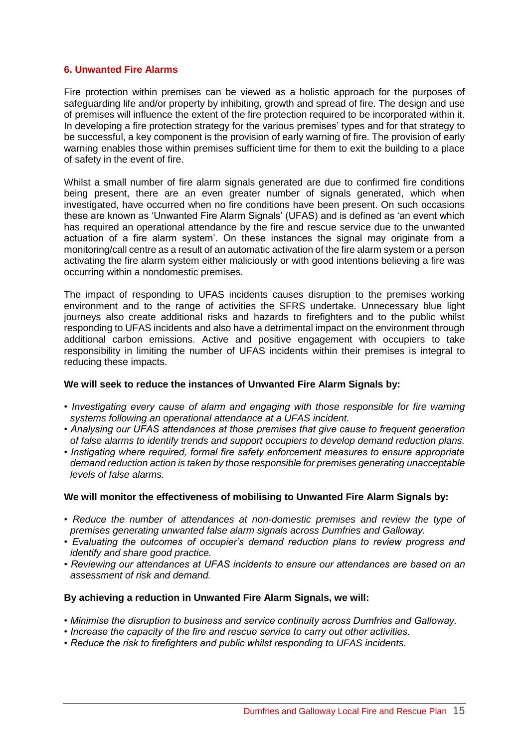## 6. Unwanted Fire Alarms

Fire protection within premises can be viewed as a holistic approach for the purposes of safeguarding life and/or property by inhibiting, growth and spread of fire. The design and use of premises will influence the extent of the fire protection required to be incorporated within it. In developing a fire protection strategy for the various premises' types and for that strategy to be successful, a key component is the provision of early warning of fire. The provision of early warning enables those within premises sufficient time for them to exit the building to a place of safety in the event of fire.

Whilst a small number of fire alarm signals generated are due to confirmed fire conditions being present, there are an even greater number of signals generated, which when investigated, have occurred when no fire conditions have been present. On such occasions these are known as 'Unwanted Fire Alarm Signals' (UFAS) and is defined as 'an event which has required an operational attendance by the fire and rescue service due to the unwanted actuation of a fire alarm system'. On these instances the signal may originate from a monitoring/call centre as a result of an automatic activation of the fire alarm system or a person activating the fire alarm system either maliciously or with good intentions believing a fire was occurring within a nondomestic premises.

The impact of responding to UFAS incidents causes disruption to the premises working environment and to the range of activities the SFRS undertake. Unnecessary blue light journeys also create additional risks and hazards to firefighters and to the public whilst responding to UFAS incidents and also have a detrimental impact on the environment through additional carbon emissions. Active and positive engagement with occupiers to take responsibility in limiting the number of UFAS incidents within their premises is integral to reducing these impacts.

**We will seek to reduce the instances of Unwanted Fire Alarm Signals by:**

- *Investigating every cause of alarm and engaging with those responsible for fire warning systems following an operational attendance at a UFAS incident.*
- *Analysing our UFAS attendances at those premises that give cause to frequent generation of false alarms to identify trends and support occupiers to develop demand reduction plans.*
- *Instigating where required, formal fire safety enforcement measures to ensure appropriate demand reduction action is taken by those responsible for premises generating unacceptable levels of false alarms.*

**We will monitor the effectiveness of mobilising to Unwanted Fire Alarm Signals by:**

- *Reduce the number of attendances at non-domestic premises and review the type of premises generating unwanted false alarm signals across Dumfries and Galloway.*
- *Evaluating the outcomes of occupier's demand reduction plans to review progress and identify and share good practice.*
- *Reviewing our attendances at UFAS incidents to ensure our attendances are based on an assessment of risk and demand.*

**By achieving a reduction in Unwanted Fire Alarm Signals, we will:**

- *Minimise the disruption to business and service continuity across Dumfries and Galloway.*
- *Increase the capacity of the fire and rescue service to carry out other activities.*
- *Reduce the risk to firefighters and public whilst responding to UFAS incidents.*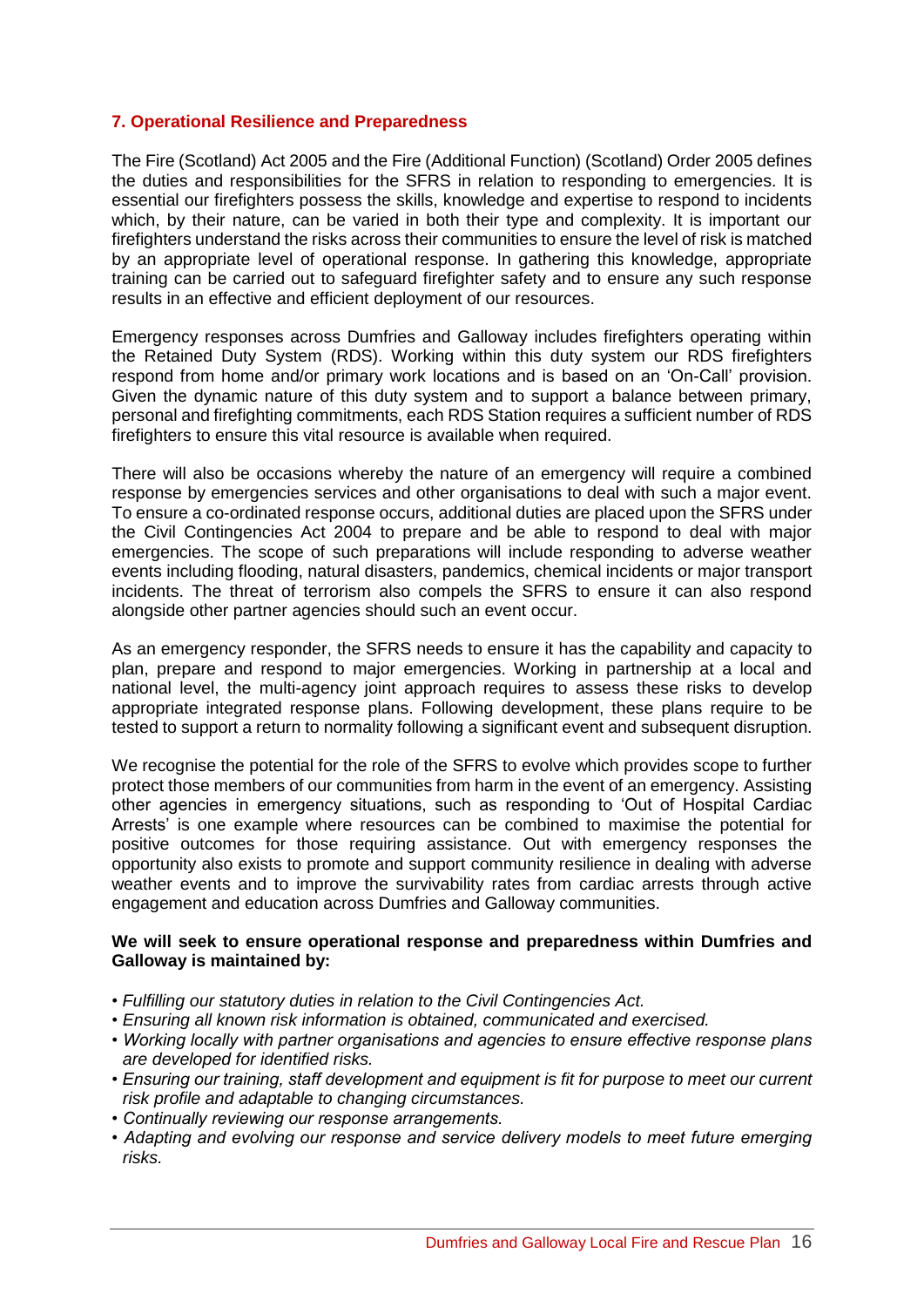## 7. Operational Resilience and Preparedness

The Fire (Scotland) Act 2005 and the Fire (Additional Function) (Scotland) Order 2005 defines the duties and responsibilities for the SFRS in relation to responding to emergencies. It is essential our firefighters possess the skills, knowledge and expertise to respond to incidents which, by their nature, can be varied in both their type and complexity. It is important our firefighters understand the risks across their communities to ensure the level of risk is matched by an appropriate level of operational response. In gathering this knowledge, appropriate training can be carried out to safeguard firefighter safety and to ensure any such response results in an effective and efficient deployment of our resources.

Emergency responses across Dumfries and Galloway includes firefighters operating within the Retained Duty System (RDS). Working within this duty system our RDS firefighters respond from home and/or primary work locations and is based on an 'On-Call' provision. Given the dynamic nature of this duty system and to support a balance between primary, personal and firefighting commitments, each RDS Station requires a sufficient number of RDS firefighters to ensure this vital resource is available when required.

There will also be occasions whereby the nature of an emergency will require a combined response by emergencies services and other organisations to deal with such a major event. To ensure a co-ordinated response occurs, additional duties are placed upon the SFRS under the Civil Contingencies Act 2004 to prepare and be able to respond to deal with major emergencies. The scope of such preparations will include responding to adverse weather events including flooding, natural disasters, pandemics, chemical incidents or major transport incidents. The threat of terrorism also compels the SFRS to ensure it can also respond alongside other partner agencies should such an event occur.

As an emergency responder, the SFRS needs to ensure it has the capability and capacity to plan, prepare and respond to major emergencies. Working in partnership at a local and national level, the multi-agency joint approach requires to assess these risks to develop appropriate integrated response plans. Following development, these plans require to be tested to support a return to normality following a significant event and subsequent disruption.

We recognise the potential for the role of the SFRS to evolve which provides scope to further protect those members of our communities from harm in the event of an emergency. Assisting other agencies in emergency situations, such as responding to 'Out of Hospital Cardiac Arrests' is one example where resources can be combined to maximise the potential for positive outcomes for those requiring assistance. Out with emergency responses the opportunity also exists to promote and support community resilience in dealing with adverse weather events and to improve the survivability rates from cardiac arrests through active engagement and education across Dumfries and Galloway communities.

**We will seek to ensure operational response and preparedness within Dumfries and Galloway is maintained by:**

- *Fulfilling our statutory duties in relation to the Civil Contingencies Act.*
- *Ensuring all known risk information is obtained, communicated and exercised.*
- *Working locally with partner organisations and agencies to ensure effective response plans are developed for identified risks.*
- *Ensuring our training, staff development and equipment is fit for purpose to meet our current risk profile and adaptable to changing circumstances.*
- *Continually reviewing our response arrangements.*
- *Adapting and evolving our response and service delivery models to meet future emerging risks.*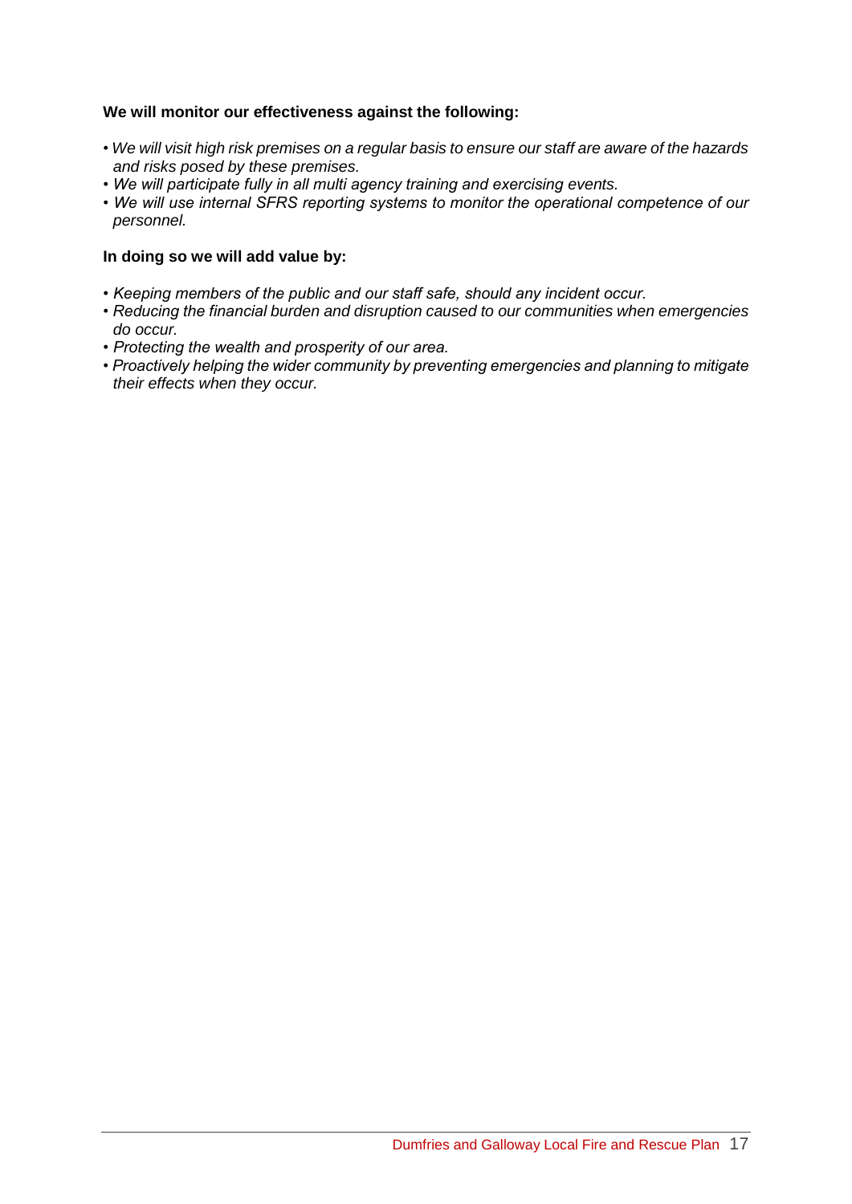**We will monitor our effectiveness against the following:**

- *We will visit high risk premises on a regular basis to ensure our staff are aware of the hazards and risks posed by these premises.*
- *We will participate fully in all multi agency training and exercising events.*
- *We will use internal SFRS reporting systems to monitor the operational competence of our personnel.*

**In doing so we will add value by:**

- *Keeping members of the public and our staff safe, should any incident occur.*
- *Reducing the financial burden and disruption caused to our communities when emergencies do occur.*
- *Protecting the wealth and prosperity of our area.*
- *Proactively helping the wider community by preventing emergencies and planning to mitigate their effects when they occur.*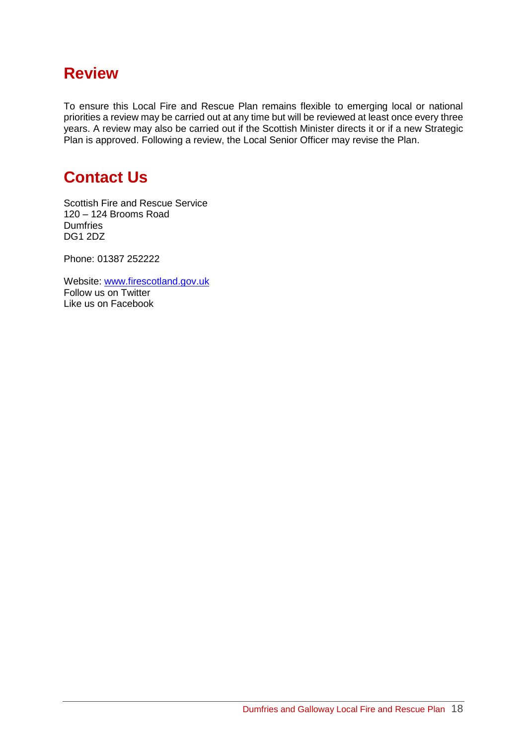## Review

To ensure this Local Fire and Rescue Plan remains flexible to emerging local or national priorities a review may be carried out at any time but will be reviewed at least once every three years. A review may also be carried out if the Scottish Minister directs it or if a new Strategic Plan is approved. Following a review, the Local Senior Officer may revise the Plan.

## Contact Us

Scottish Fire and Rescue Service  
120 – 124 Brooms Road  
Dumfries  
DG1 2DZ

Phone: 01387 252222

Website: [www.firescotland.gov.uk](http://www.firescotland.gov.uk)  
Follow us on Twitter  
Like us on Facebook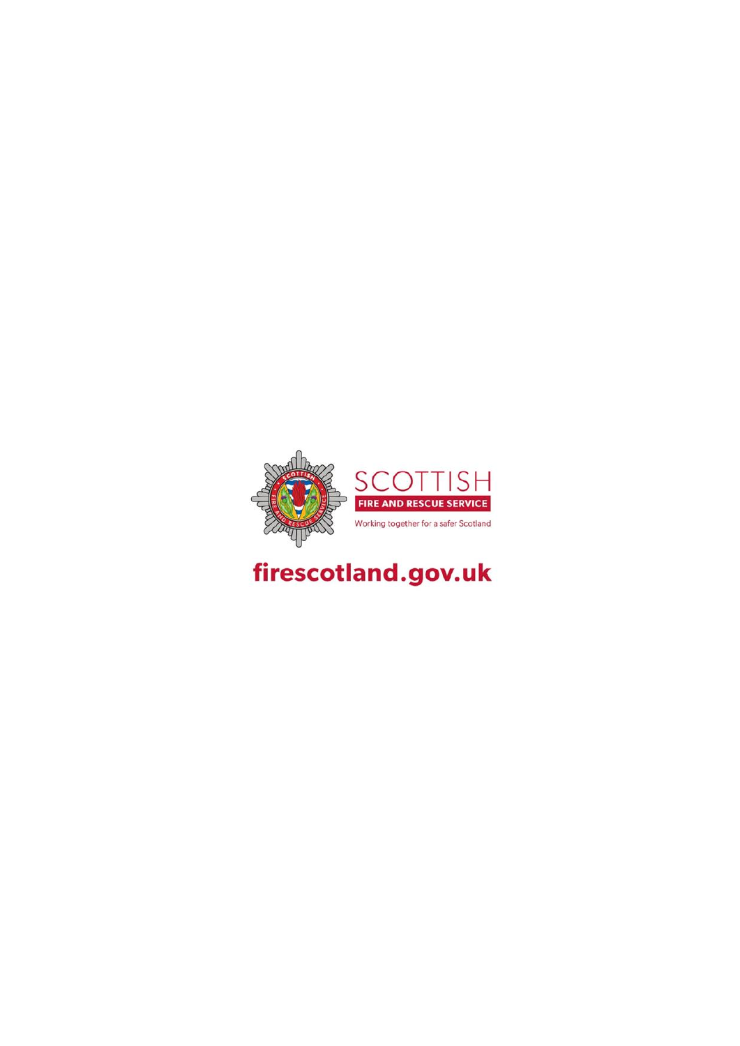SCOTTISH

FIRE AND RESCUE SERVICE

Working together for a safer Scotland

**firescotland.gov.uk**